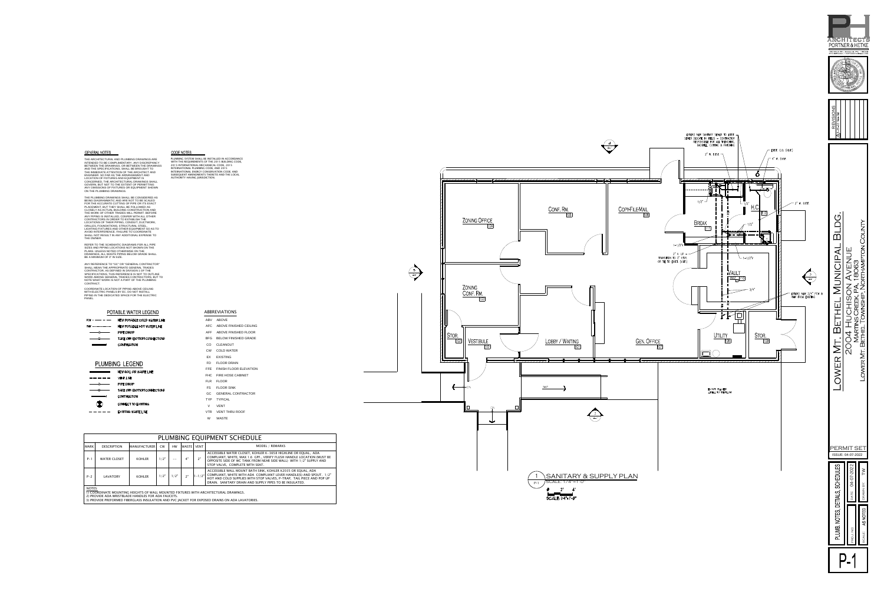## GENERAL NOTES

THE ARCHITECTURAL AND PLUMBING DRAWINGS ARE INTENDED TO BE COMPLIMENTARY. ANY DISCREPANCY BETWEEN THE DRAWINGS, OR BETWEEN THE DRAWINGS AND THE SPECIFICATIONS, SHALL BE BROUGHT TO THE IMMEDIATE ATTENTION OF THE ARCHITECT AND ENGINEER. SO FAR AS THE ARRANGEMENT AND LOCATION OF FIXTURES AND EQUIPMENT IS CONCERNED, THE ARCHITECTURAL DRAWINGS SHALL GOVERN, BUT NOT TO THE EXTENT OF PERMITTING ANY OMISSIONS OF FIXTURES OR EQUIPMENT SHOWN ON THE PLUMBING DRAWINGS.

THE PLUMBING DRAWINGS SHALL BE CONSIDERED AS BEING DIAGRAMMATIC AND ARE NOT TO BE SCALED FOR THE ACCURATE CUTTING OF PIPE OR ITS EXACT PLACEMENT, BUT THEY SHALL BE FOLLOWED AS CLOSELY AS ACTUAL BUILDING CONSTRUCTION AND THE WORK OF OTHER TRADES WILL PERMIT. BEFORE ANY PIPING IS INSTALLED, CONFER WITH ALL OTHER CONTRACTORS IN ORDER TO ESTABLISH THE LOCATIONS OF THEIR PIPING, CONDUIT, DUCTWORK, GRILLES, FOUNDATIONS, STRUCTURAL STEEL, LIGHTING FIXTURES AND OTHER EQUIPMENT SO AS TO AVOID INTERFERENCE. FAILURE TO COORDINATE SHALL NOT RESULT IN ANY ADDITIONAL EXPENSE TO THE OWNER.

REFER TO THE SCHEMATIC DIAGRAMS FOR ALL PIPE SIZES AND PIPING LOCATIONS NOT SHOWN ON THE PLANS. UNLESS NOTED OTHERWISE ON THE DRAWINGS, ALL WASTE PIPING BELOW GRADE SHALL BE A MINIMUM OF 3" IN SIZE.

ANY REFERENCE TO "GC" OR "GENERAL CONTRACTOR" SHALL MEAN THE APPROPRIATE GENERAL TRADES CONTRACTOR, AS DEFINED IN DIVISION 1 OF THE SPECIFICATIONS. THIS REFERENCE IS NOT TO OUTLINE WORK AMONG GENERAL TRADES CONTRACTORS, BUT TO NOTE WHAT WORK IS NOT A PART OF THE PLUMBING CONTRACT.

COORDINATE LOCATION OF PIPING ABOVE CEILING WITH ELECTRIC PANELS BY EC. DO NOT INSTALL PIPING IN THE DEDICATED SPACE FOR THE ELECTRIC PANEL.

## CODE NOTES

PLUMBING SYSTEM SHALL BE INSTALLED IN ACCORDANCE WITH THE REQUIREMENTS OF THE 2015 BUILDING CODE, 2015 INTERNATIONAL MECHANICAL CODE, 2015 INTERNATIONAL PLUMBING CODE, AND 2015 INTERNATIONAL ENERGY CONSERVATION CODE, AND SUBSEQUENT AMENDMENTS THERETO AND THE LOCAL AUTHORITY HAVING JURISDICTION.

## POTABLE WATER LEGEND

- PCW — NEW POTABLE COLD WATER LINE
- PHW — NEW POTABLE HOT WATER LINE
- PIPE DROP
- TAKE OFF (BOTTOM CONNECTION)
- CONTINUATION

## PLUMBING LEGEND

- NEW SOIL OR WASTE LINE
- VENT LINE
- PIPE DROP
- TAKE OFF (BOTTOM CONNECTION)
- CONTINUATION
- CONNECT TO EXISTING
- EXISTING WASTE LINE

## ABBREVIATIONS

- ABV ABOVE
- AFC ABOVE FINISHED CEILING
- AFF ABOVE FINISHED FLOOR
- BFG BELOW FINISHED GRADE
- CO CLEANOUT
- CW COLD WATER
- EX EXISTING
- FD FLOOR DRAIN
- FFE FINISH FLOOR ELEVATION
- FHC FIRE HOSE CABINET
- FLR FLOOR
- FS FLOOR SINK
- GC GENERAL CONTRACTOR
- TYP TYPICAL
- V VENT
- VTR VENT THRU ROOF
- W WASTE

## PLUMBING EQUIPMENT SCHEDULE

| MARK | DESCRIPTION | MANUFACTURER | CW | HW | WASTE | VENT | MODEL / REMARKS |
|---|---|---|---|---|---|---|---|
| P-1 | WATER CLOSET | KOHLER | 1/2" | --- | 4" | 2" | ACCESSIBLE WATER CLOSET, KOHLER K-3658 HIGHLINE OR EQUAL, ADA COMPLIANT, WHITE, MAX 1.6 GPF., VERIFY FLUSH HANDLE LOCATION (MUST BE OPPOSITE SIDE OF WC TANK FROM NEAR SIDE WALL) WITH 1/2" SUPPLY AND STOP VALVE, COMPLETE WITH SEAT. |
| P-2 | LAVATORY | KOHLER | 1/2" | 1/2" | 2" | 1-1/2" | ACCESSIBLE WALL MOUNT BATH SINK, KOHLER K2035 OR EQUAL, ADA COMPLIANT, WHITE WITH ADA COMPLIANT LEVER HANDLE(S) AND SPOUT. 1/2" HOT AND COLD SUPPLIES WITH STOP VALVES, P-TRAP, TAIL PIECE AND POP UP DRAIN. SANITARY DRAIN AND SUPPLY PIPES TO BE INSULATED. |

NOTES:
1) COORDINATE MOUNTING HEIGHTS OF WALL MOUNTED FIXTURES WITH ARCHITECTURAL DRAWINGS.
2) PROVIDE ADA WRISTBLADE HANDLES FOR FAUCETS.
3) PROVIDE PREFORMED FIBERGLASS INSULATION AND PVC JACKET FOR EXPOSED DRAINS ON ADA LAVATORIES.

## 1 SANITARY & SUPPLY PLAN

P-1 SCALE: 1/4"=1'-0"

ZONING OFFICE 104 · CONF. RM. 105 · COPY-FILE-MAIL 106 · BREAK 110 · H.C. 111 · VAULT 112 · ZONING CONF. RM. 103 · STOR. 102 · VESTIBULE 100 · LOBBY / WAITING 101 · GEN. OFFICE 107 · UTILITY 108 · STOR. 109

EXTEND NEW SANITARY SEWER TO (EXIST. SEWER (LOCATE IN FIELD) – CONTRACTOR RESPONSIBLE FOR ALL TRENCHING, BACKFILL, CUTTING & PATCHING

2" W. BFF · (EXIST. C.O. (V.I.F.) · 4" W. BFF · 2" W. BFF · 1/2" · 1/2" · 1/2" · 1-1/2" · 1-1/2" · 2" V. UP – TRANSITION TO 3" VTR. OR TIE TO (EXIST. (V.I.F.) · 3/4" · EXTEND NEW 3/4" PCW & PHW FROM EXISTING

PORTNER & HETKE ARCHITECTS

REVISIONS

LOWER MT. BETHEL MUNICIPAL BLDG.
2004 HUCHISON AVENUE
MARTINS CREEK, PA. 18063
LOWER MT. BETHEL TOWNSHIP, NORTHAMPTON COUNTY

PERMIT SET
ISSUE: 04-07-2022

PLUMB. NOTES, DETAILS, SCHEDULES
DATE: 04-07-2022
DRAWN BY: TW
SCALE: AS NOTED

P-1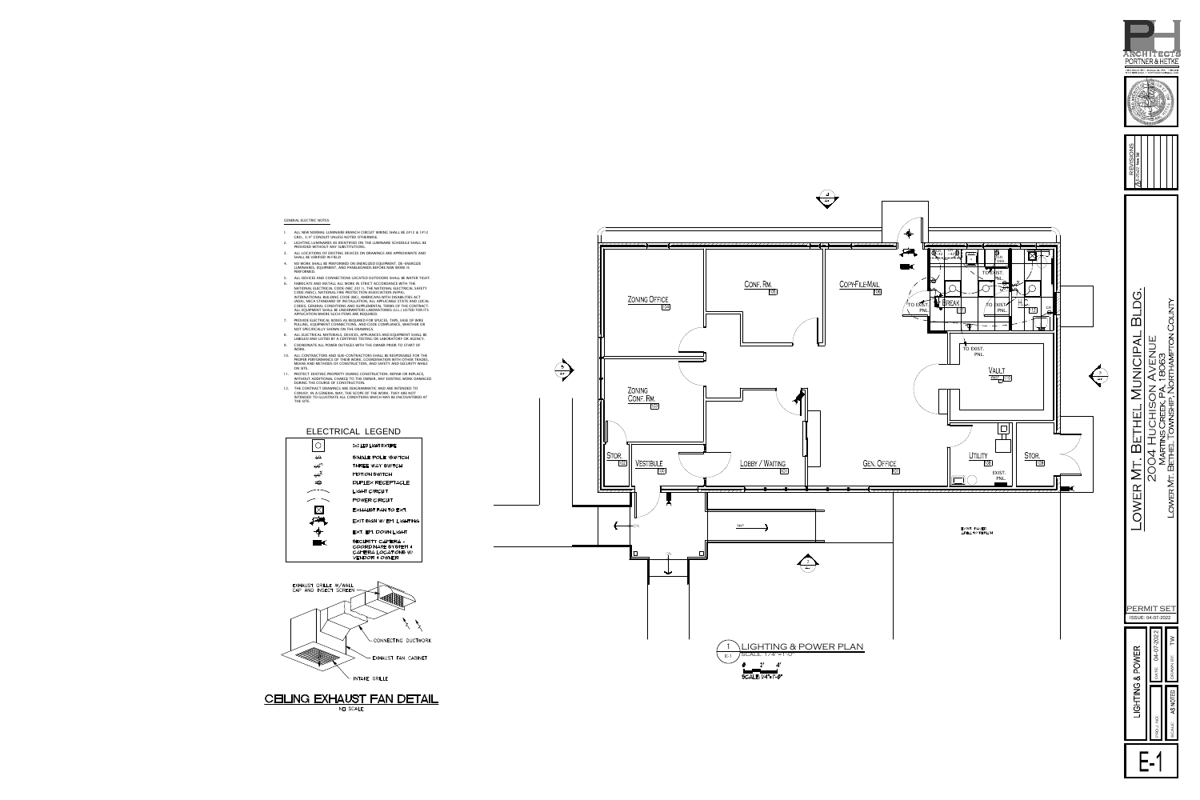GENERAL ELECTRIC NOTES

1. ALL NEW NORMAL LUMINAIRE BRANCH CIRCUIT WIRING SHALL BE 2#12 & 1#12 GRD., 3/4" CONDUIT UNLESS NOTED OTHERWISE.
2. LIGHTING LUMINAIRES AS IDENTIFIED ON THE LUMINAIRE SCHEDULE SHALL BE PROVIDED WITHOUT ANY SUBSTITUTIONS.
3. ALL LOCATIONS OF EXISTING DEVICES ON DRAWINGS ARE APPROXIMATE AND SHALL BE VERIFIED IN FIELD.
4. NO WORK SHALL BE PERFORMED ON ENERGIZED EQUIPMENT. DE-ENERGIZE LUMINAIRES, EQUIPMENT, AND PANELBOARDS BEFORE NEW WORK IS PERFORMED.
5. ALL DEVICES AND CONNECTIONS LOCATED OUTDOORS SHALL BE WATER TIGHT.
6. FABRICATE AND INSTALL ALL WORK IN STRICT ACCORDANCE WITH THE NATIONAL ELECTRICAL CODE (NEC 2011), THE NATIONAL ELECTRICAL SAFETY CODE (NESC), NATIONAL FIRE PROTECTION ASSOCIATION (NFPA), INTERNATIONAL BUILDING CODE (IBC), AMERICANS WITH DISABILITIES ACT (ADA), NECA STANDARD OF INSTALLATION, ALL APPLICABLE STATE AND LOCAL CODES, GENERAL CONDITIONS AND SUPPLEMENTAL TERMS OF THE CONTRACT. ALL EQUIPMENT SHALL BE UNDERWRITERS LABORATORIES (UL) LISTED FOR ITS APPLICATION WHERE SUCH ITEMS ARE REQUIRED.
7. PROVIDE ELECTRICAL BOXES AS REQUIRED FOR SPLICES, TAPS, EASE OF WIRE PULLING, EQUIPMENT CONNECTIONS, AND CODE COMPLIANCE, WHETHER OR NOT SPECIFICALLY SHOWN ON THE DRAWINGS.
8. ALL ELECTRICAL MATERIALS, DEVICES, APPLIANCES AND EQUIPMENT SHALL BE LABELED AND LISTED BY A CERTIFIED TESTING OR LABORATORY OR AGENCY.
9. COORDINATE ALL POWER OUTAGES WITH THE OWNER PRIOR TO START OF WORK.
10. ALL CONTRACTORS AND SUB-CONTRACTORS SHALL BE RESPONSIBLE FOR THE PROPER PERFORMANCE OF THEIR WORK, COORDINATION WITH OTHER TRADES, MEANS AND METHODS OF CONSTRUCTION, AND SAFETY AND SECURITY WHILE ON SITE.
11. PROTECT EXISTING PROPERTY DURING CONSTRUCTION. REPAIR OR REPLACE, WITHOUT ADDITIONAL CHARGE TO THE OWNER, ANY EXISTING WORK DAMAGED DURING THE COURSE OF CONSTRUCTION.
12. THE CONTRACT DRAWINGS ARE DIAGRAMMATIC AND ARE INTENDED TO CONVEY, IN A GENERAL WAY, THE SCOPE OF THE WORK. THEY ARE NOT INTENDED TO ILLUSTRATE ALL CONDITIONS WHICH MAY BE ENCOUNTERED AT THE SITE.

## ELECTRICAL LEGEND

| | |
|---|---|
| | 2x2 LED LIGHT FIXTURE |
| | SINGLE POLE SWITCH |
| | THREE WAY SWITCH |
| | MOTION SWITCH |
| | DUPLEX RECEPTACLE |
| | LIGHT CIRCUIT |
| | POWER CIRCUIT |
| | EXHAUST FAN TO EXT. |
| | EXIT SIGN W/ EM. LIGHTING |
| | EXT. EM. DOWN LIGHT |
| | SECURITY CAMERA - COORDINATE SYSTEM & CAMERA LOCATIONS W/ VENDOR & OWNER |

EXHAUST GRILLE W/WALL CAP AND INSECT SCREEN

CONNECTING DUCTWORK

EXHAUST FAN CABINET

INTAKE GRILLE

## CEILING EXHAUST FAN DETAIL

NO SCALE

ZONING OFFICE 104

CONF. RM. 105

COPY-FILE-MAIL 106

ZONING CONF. RM. 103

STOR. 102

VESTIBULE 101

LOBBY / WAITING 107

GEN. OFFICE 108

BREAK 111

VAULT 110

UTILITY 109

STOR. 112

TO EXIST. PNL.

EXIST. PNL.

## 1 LIGHTING & POWER PLAN

E-1 SCALE: 1/4"=1'-0"

SCALE: 1/4"=1'-0"

ARCHITECTS PORTNER & HETKE

REVISIONS

# LOWER MT. BETHEL MUNICIPAL BLDG.

2004 HUCHISON AVENUE
MARTINS CREEK, PA. 18063
LOWER MT. BETHEL TOWNSHIP, NORTHAMPTON COUNTY

PERMIT SET
ISSUE: 04-07-2022

LIGHTING & POWER

PROJ. NO.: | DATE: 04-07-2022
SCALE: AS NOTED | DRAWN BY: TW

E-1